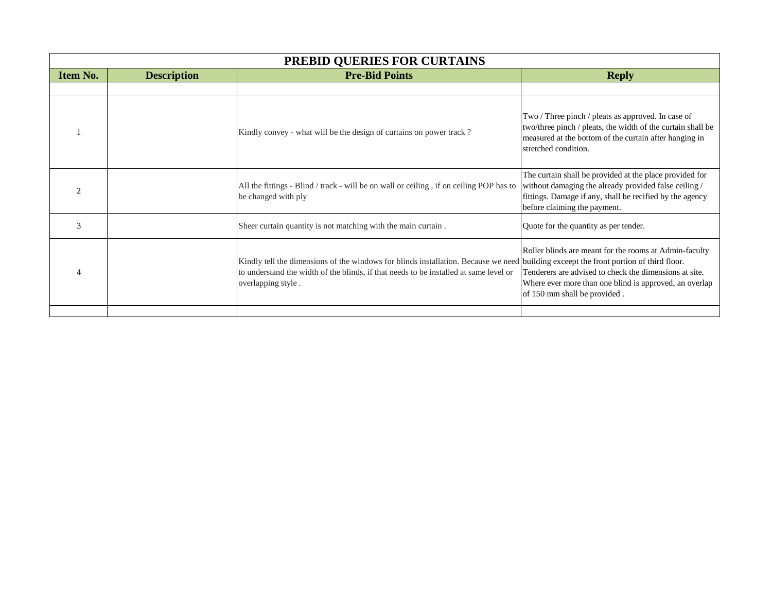# PREBID QUERIES FOR CURTAINS

| Item No. | Description | Pre-Bid Points | Reply |
|---|---|---|---|
| | | | |
| 1 | | Kindly convey - what will be the design of curtains on power track ? | Two / Three pinch / pleats as approved. In case of two/three pinch / pleats, the width of the curtain shall be measured at the bottom of the curtain after hanging in stretched condition. |
| 2 | | All the fittings - Blind / track - will be on wall or ceiling , if on ceiling POP has to be changed with ply | The curtain shall be provided at the place provided for without damaging the already provided false ceiling / fittings. Damage if any, shall be recified by the agency before claiming the payment. |
| 3 | | Sheer curtain quantity is not matching with the main curtain . | Quote for the quantity as per tender. |
| 4 | | Kindly tell the dimensions of the windows for blinds installation. Because we need to understand the width of the blinds, if that needs to be installed at same level or overlapping style . | Roller blinds are meant for the rooms at Admin-faculty building exceept the front portion of third floor. Tenderers are advised to check the dimensions at site. Where ever more than one blind is approved, an overlap of 150 mm shall be provided . |
| | | | |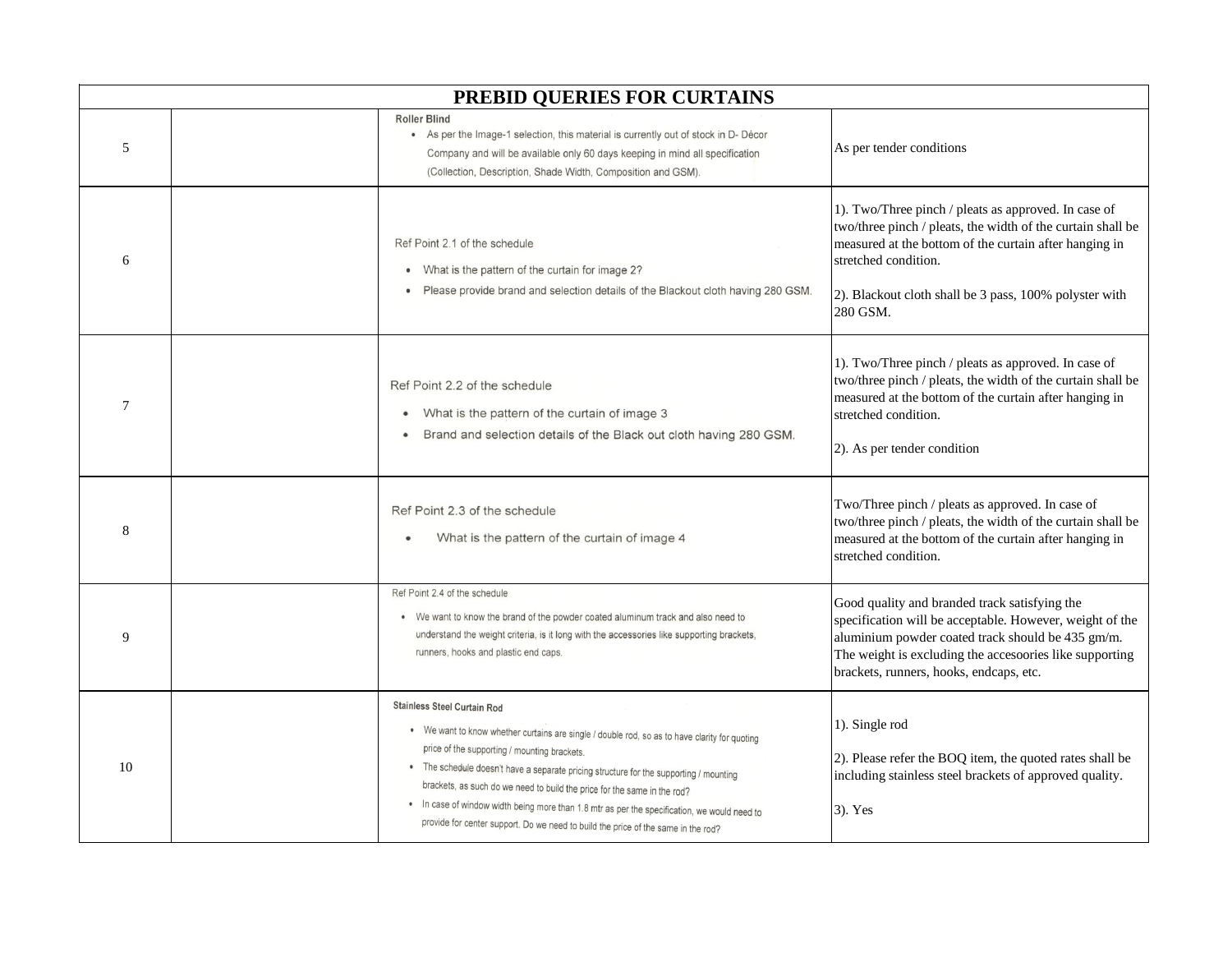| PREBID QUERIES FOR CURTAINS | | | |
|---|---|---|---|
| 5 | | **Roller Blind**<br>• As per the Image-1 selection, this material is currently out of stock in D- Décor Company and will be available only 60 days keeping in mind all specification (Collection, Description, Shade Width, Composition and GSM). | As per tender conditions |
| 6 | | Ref Point 2.1 of the schedule<br>• What is the pattern of the curtain for image 2?<br>• Please provide brand and selection details of the Blackout cloth having 280 GSM. | 1). Two/Three pinch / pleats as approved. In case of two/three pinch / pleats, the width of the curtain shall be measured at the bottom of the curtain after hanging in stretched condition.<br><br>2). Blackout cloth shall be 3 pass, 100% polyster with 280 GSM. |
| 7 | | Ref Point 2.2 of the schedule<br>• What is the pattern of the curtain of image 3<br>• Brand and selection details of the Black out cloth having 280 GSM. | 1). Two/Three pinch / pleats as approved. In case of two/three pinch / pleats, the width of the curtain shall be measured at the bottom of the curtain after hanging in stretched condition.<br><br>2). As per tender condition |
| 8 | | Ref Point 2.3 of the schedule<br>• What is the pattern of the curtain of image 4 | Two/Three pinch / pleats as approved. In case of two/three pinch / pleats, the width of the curtain shall be measured at the bottom of the curtain after hanging in stretched condition. |
| 9 | | Ref Point 2.4 of the schedule<br>• We want to know the brand of the powder coated aluminum track and also need to understand the weight criteria, is it long with the accessories like supporting brackets, runners, hooks and plastic end caps. | Good quality and branded track satisfying the specification will be acceptable. However, weight of the aluminium powder coated track should be 435 gm/m. The weight is excluding the accesoories like supporting brackets, runners, hooks, endcaps, etc. |
| 10 | | **Stainless Steel Curtain Rod**<br>• We want to know whether curtains are single / double rod, so as to have clarity for quoting price of the supporting / mounting brackets.<br>• The schedule doesn't have a separate pricing structure for the supporting / mounting brackets, as such do we need to build the price for the same in the rod?<br>• In case of window width being more than 1.8 mtr as per the specification, we would need to provide for center support. Do we need to build the price of the same in the rod? | 1). Single rod<br><br>2). Please refer the BOQ item, the quoted rates shall be including stainless steel brackets of approved quality.<br><br>3). Yes |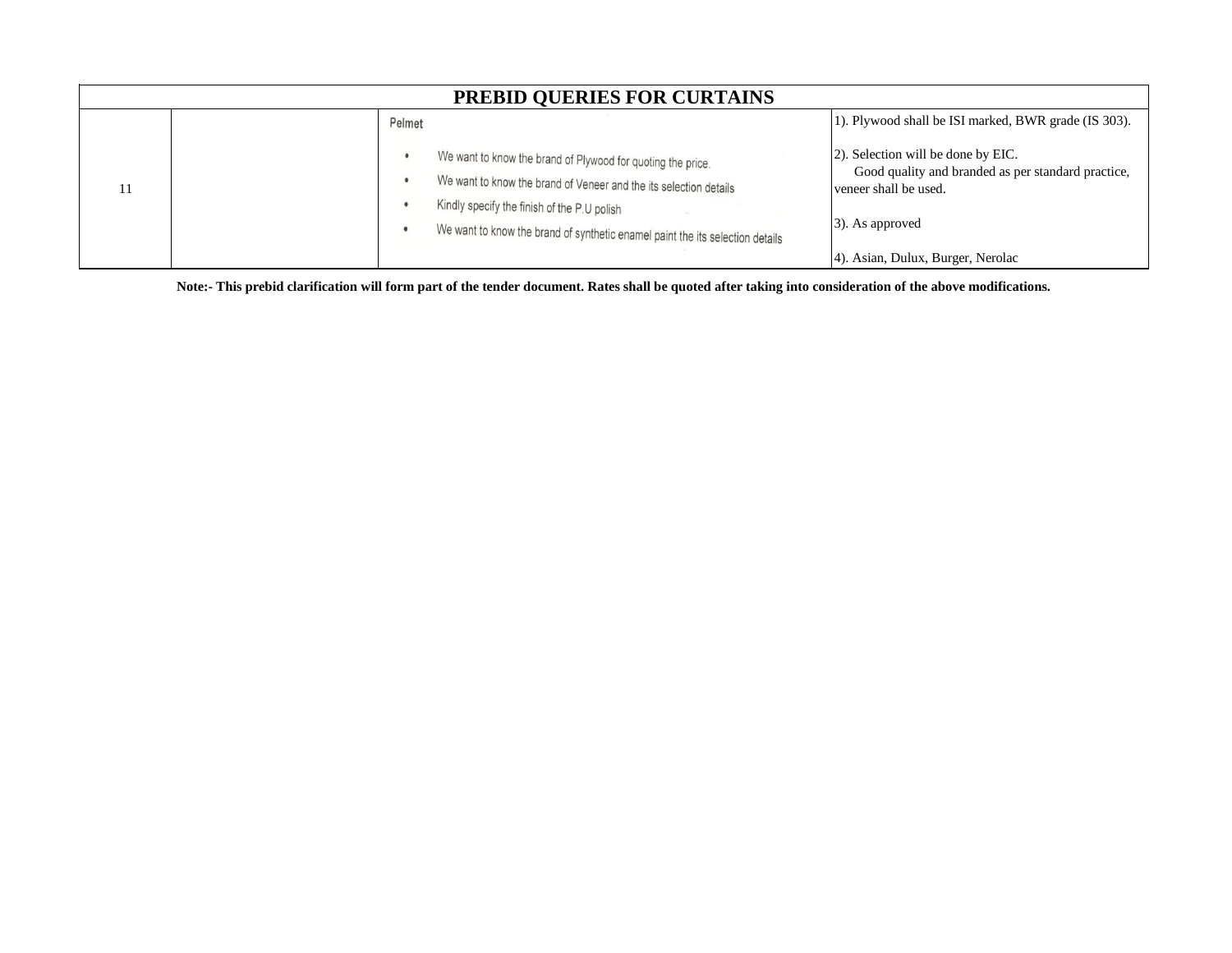| PREBID QUERIES FOR CURTAINS | | | |
|---|---|---|---|
| 11 | | Pelmet<br>• We want to know the brand of Plywood for quoting the price.<br>• We want to know the brand of Veneer and the its selection details<br>• Kindly specify the finish of the P.U polish<br>• We want to know the brand of synthetic enamel paint the its selection details | 1). Plywood shall be ISI marked, BWR grade (IS 303).<br><br>2). Selection will be done by EIC.<br>Good quality and branded as per standard practice, veneer shall be used.<br><br>3). As approved<br><br>4). Asian, Dulux, Burger, Nerolac |

**Note:- This prebid clarification will form part of the tender document. Rates shall be quoted after taking into consideration of the above modifications.**